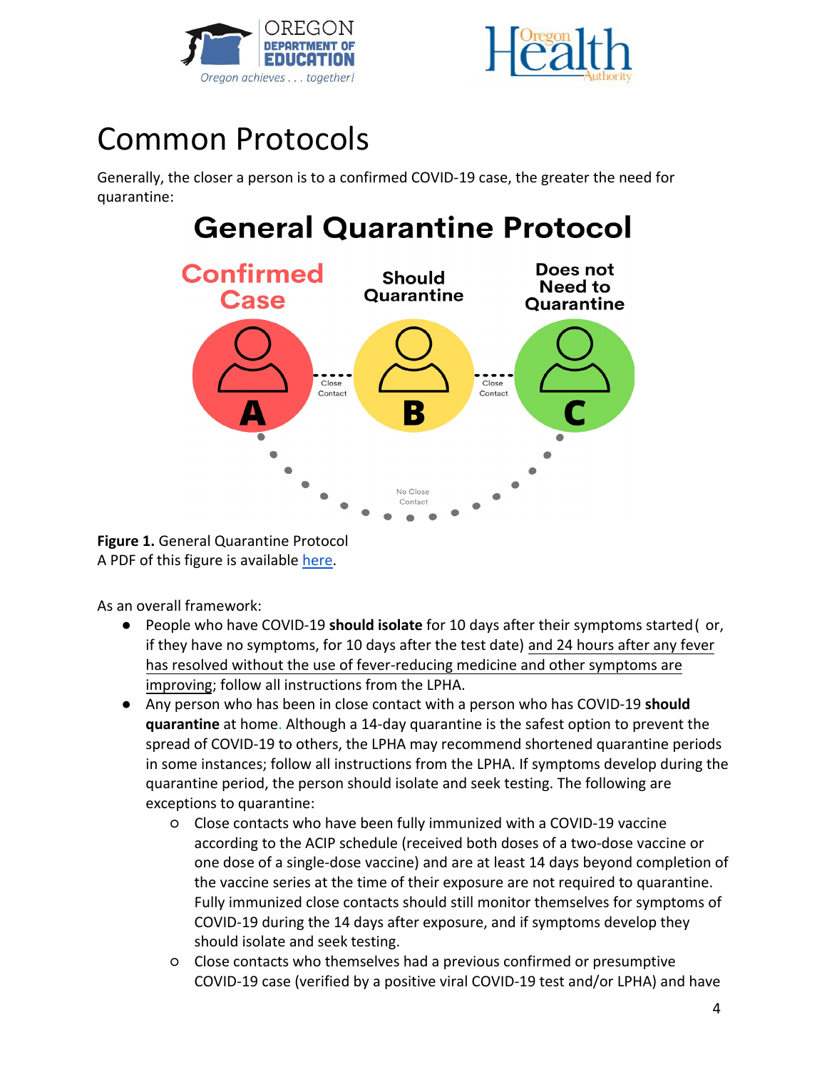# Common Protocols

Generally, the closer a person is to a confirmed COVID-19 case, the greater the need for quarantine:

## General Quarantine Protocol

Confirmed Case — A — Close Contact — B (Should Quarantine) — Close Contact — C (Does not Need to Quarantine)

A — No Close Contact — C

**Figure 1.** General Quarantine Protocol
A PDF of this figure is available here.

As an overall framework:

- People who have COVID-19 **should isolate** for 10 days after their symptoms started ( or, if they have no symptoms, for 10 days after the test date) and 24 hours after any fever has resolved without the use of fever-reducing medicine and other symptoms are improving; follow all instructions from the LPHA.
- Any person who has been in close contact with a person who has COVID-19 **should quarantine** at home. Although a 14-day quarantine is the safest option to prevent the spread of COVID-19 to others, the LPHA may recommend shortened quarantine periods in some instances; follow all instructions from the LPHA. If symptoms develop during the quarantine period, the person should isolate and seek testing. The following are exceptions to quarantine:
  - Close contacts who have been fully immunized with a COVID-19 vaccine according to the ACIP schedule (received both doses of a two-dose vaccine or one dose of a single-dose vaccine) and are at least 14 days beyond completion of the vaccine series at the time of their exposure are not required to quarantine. Fully immunized close contacts should still monitor themselves for symptoms of COVID-19 during the 14 days after exposure, and if symptoms develop they should isolate and seek testing.
  - Close contacts who themselves had a previous confirmed or presumptive COVID-19 case (verified by a positive viral COVID-19 test and/or LPHA) and have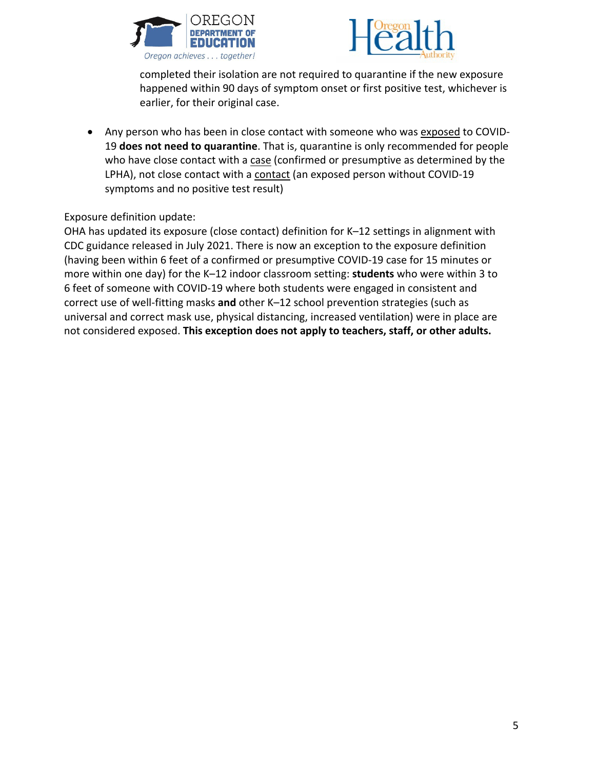completed their isolation are not required to quarantine if the new exposure happened within 90 days of symptom onset or first positive test, whichever is earlier, for their original case.

- Any person who has been in close contact with someone who was exposed to COVID-19 **does not need to quarantine**. That is, quarantine is only recommended for people who have close contact with a case (confirmed or presumptive as determined by the LPHA), not close contact with a contact (an exposed person without COVID-19 symptoms and no positive test result)

Exposure definition update:

OHA has updated its exposure (close contact) definition for K–12 settings in alignment with CDC guidance released in July 2021. There is now an exception to the exposure definition (having been within 6 feet of a confirmed or presumptive COVID-19 case for 15 minutes or more within one day) for the K–12 indoor classroom setting: **students** who were within 3 to 6 feet of someone with COVID-19 where both students were engaged in consistent and correct use of well-fitting masks **and** other K–12 school prevention strategies (such as universal and correct mask use, physical distancing, increased ventilation) were in place are not considered exposed. **This exception does not apply to teachers, staff, or other adults.**